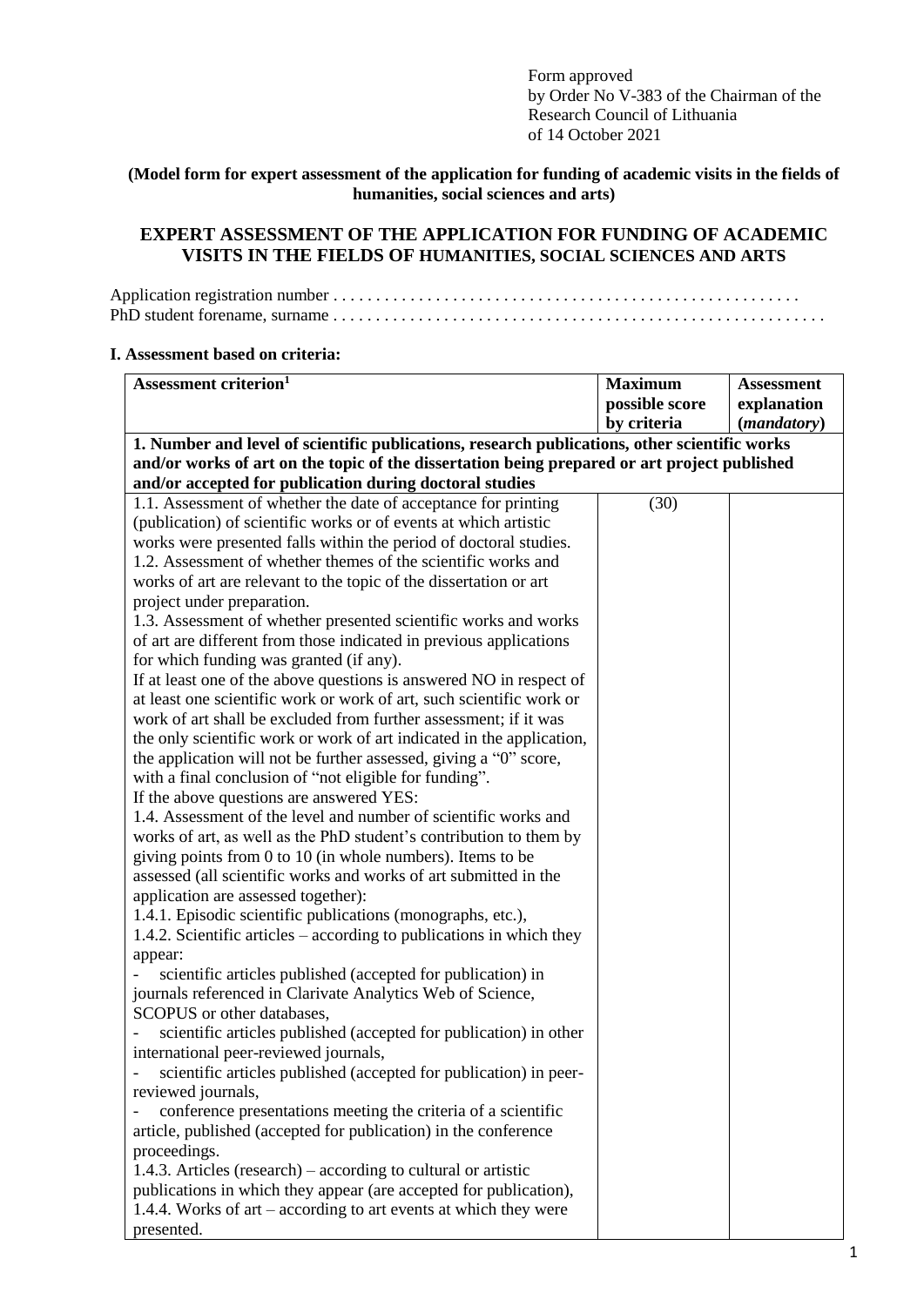Form approved
by Order No V-383 of the Chairman of the
Research Council of Lithuania
of 14 October 2021

**(Model form for expert assessment of the application for funding of academic visits in the fields of humanities, social sciences and arts)**

## EXPERT ASSESSMENT OF THE APPLICATION FOR FUNDING OF ACADEMIC VISITS IN THE FIELDS OF HUMANITIES, SOCIAL SCIENCES AND ARTS

Application registration number . . . . . . . . . . . . . . . . . . . . . . . . . . . . . . . . . . . . . . . . . . . . . . . . . . . . .
PhD student forename, surname . . . . . . . . . . . . . . . . . . . . . . . . . . . . . . . . . . . . . . . . . . . . . . . . . . . . . .

### I. Assessment based on criteria:

| Assessment criterion[1] | Maximum possible score by criteria | Assessment explanation (*mandatory*) |
|---|---|---|
| **1. Number and level of scientific publications, research publications, other scientific works and/or works of art on the topic of the dissertation being prepared or art project published and/or accepted for publication during doctoral studies** | | |
| 1.1. Assessment of whether the date of acceptance for printing (publication) of scientific works or of events at which artistic works were presented falls within the period of doctoral studies.<br>1.2. Assessment of whether themes of the scientific works and works of art are relevant to the topic of the dissertation or art project under preparation.<br>1.3. Assessment of whether presented scientific works and works of art are different from those indicated in previous applications for which funding was granted (if any).<br>If at least one of the above questions is answered NO in respect of at least one scientific work or work of art, such scientific work or work of art shall be excluded from further assessment; if it was the only scientific work or work of art indicated in the application, the application will not be further assessed, giving a "0" score, with a final conclusion of "not eligible for funding".<br>If the above questions are answered YES:<br>1.4. Assessment of the level and number of scientific works and works of art, as well as the PhD student's contribution to them by giving points from 0 to 10 (in whole numbers). Items to be assessed (all scientific works and works of art submitted in the application are assessed together):<br>1.4.1. Episodic scientific publications (monographs, etc.),<br>1.4.2. Scientific articles – according to publications in which they appear:<br>- scientific articles published (accepted for publication) in journals referenced in Clarivate Analytics Web of Science, SCOPUS or other databases,<br>- scientific articles published (accepted for publication) in other international peer-reviewed journals,<br>- scientific articles published (accepted for publication) in peer-reviewed journals,<br>- conference presentations meeting the criteria of a scientific article, published (accepted for publication) in the conference proceedings.<br>1.4.3. Articles (research) – according to cultural or artistic publications in which they appear (are accepted for publication),<br>1.4.4. Works of art – according to art events at which they were presented. | (30) | |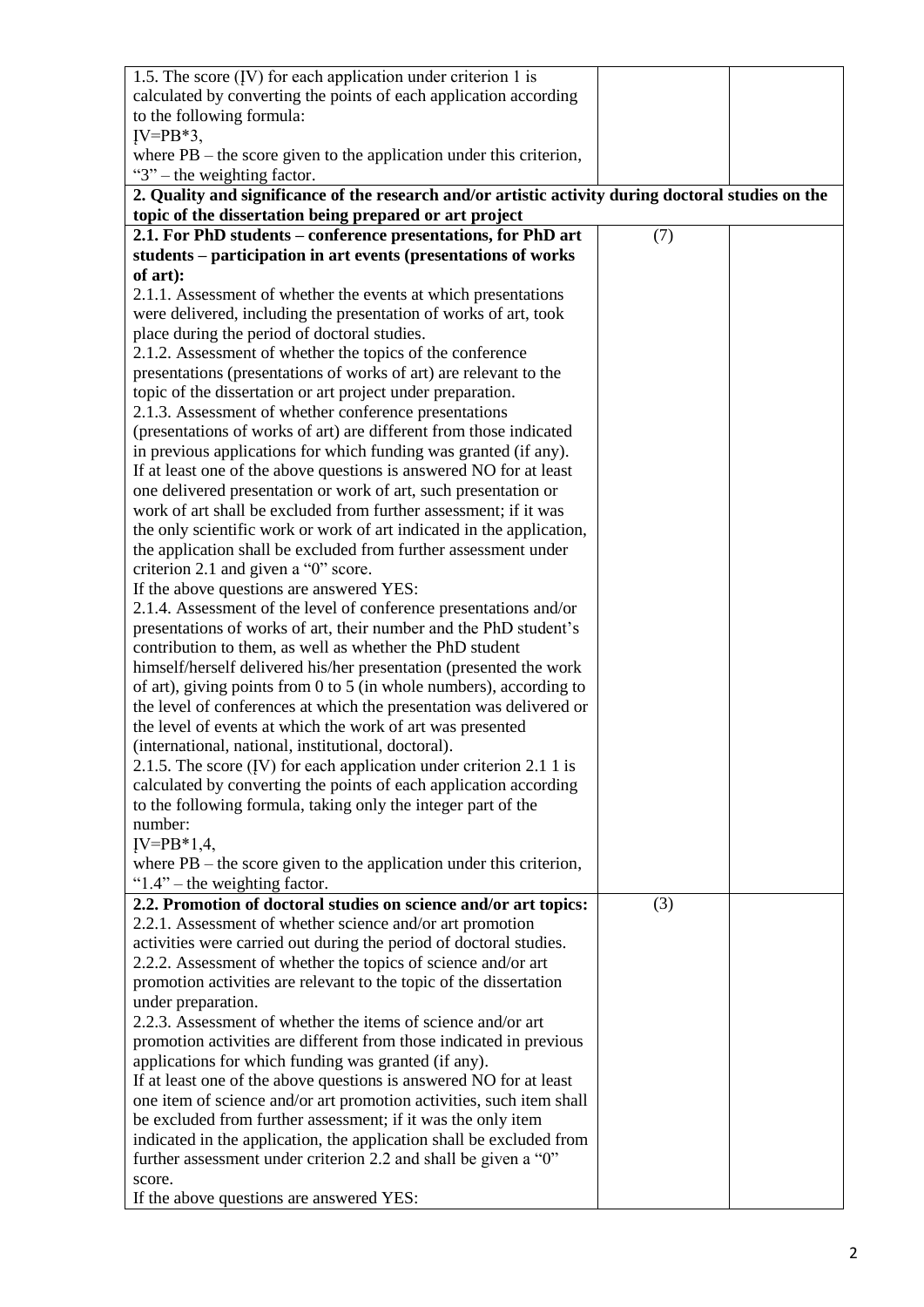| | | |
|---|---|---|
| 1.5. The score (ĮV) for each application under criterion 1 is calculated by converting the points of each application according to the following formula:<br>ĮV=PB*3,<br>where PB – the score given to the application under this criterion, "3" – the weighting factor. | | |
| **2. Quality and significance of the research and/or artistic activity during doctoral studies on the topic of the dissertation being prepared or art project** | | |
| **2.1. For PhD students – conference presentations, for PhD art students – participation in art events (presentations of works of art):**<br>2.1.1. Assessment of whether the events at which presentations were delivered, including the presentation of works of art, took place during the period of doctoral studies.<br>2.1.2. Assessment of whether the topics of the conference presentations (presentations of works of art) are relevant to the topic of the dissertation or art project under preparation.<br>2.1.3. Assessment of whether conference presentations (presentations of works of art) are different from those indicated in previous applications for which funding was granted (if any).<br>If at least one of the above questions is answered NO for at least one delivered presentation or work of art, such presentation or work of art shall be excluded from further assessment; if it was the only scientific work or work of art indicated in the application, the application shall be excluded from further assessment under criterion 2.1 and given a "0" score.<br>If the above questions are answered YES:<br>2.1.4. Assessment of the level of conference presentations and/or presentations of works of art, their number and the PhD student's contribution to them, as well as whether the PhD student himself/herself delivered his/her presentation (presented the work of art), giving points from 0 to 5 (in whole numbers), according to the level of conferences at which the presentation was delivered or the level of events at which the work of art was presented (international, national, institutional, doctoral).<br>2.1.5. The score (ĮV) for each application under criterion 2.1 1 is calculated by converting the points of each application according to the following formula, taking only the integer part of the number:<br>ĮV=PB*1,4,<br>where PB – the score given to the application under this criterion, "1.4" – the weighting factor. | (7) | |
| **2.2. Promotion of doctoral studies on science and/or art topics:**<br>2.2.1. Assessment of whether science and/or art promotion activities were carried out during the period of doctoral studies.<br>2.2.2. Assessment of whether the topics of science and/or art promotion activities are relevant to the topic of the dissertation under preparation.<br>2.2.3. Assessment of whether the items of science and/or art promotion activities are different from those indicated in previous applications for which funding was granted (if any).<br>If at least one of the above questions is answered NO for at least one item of science and/or art promotion activities, such item shall be excluded from further assessment; if it was the only item indicated in the application, the application shall be excluded from further assessment under criterion 2.2 and shall be given a "0" score.<br>If the above questions are answered YES: | (3) | |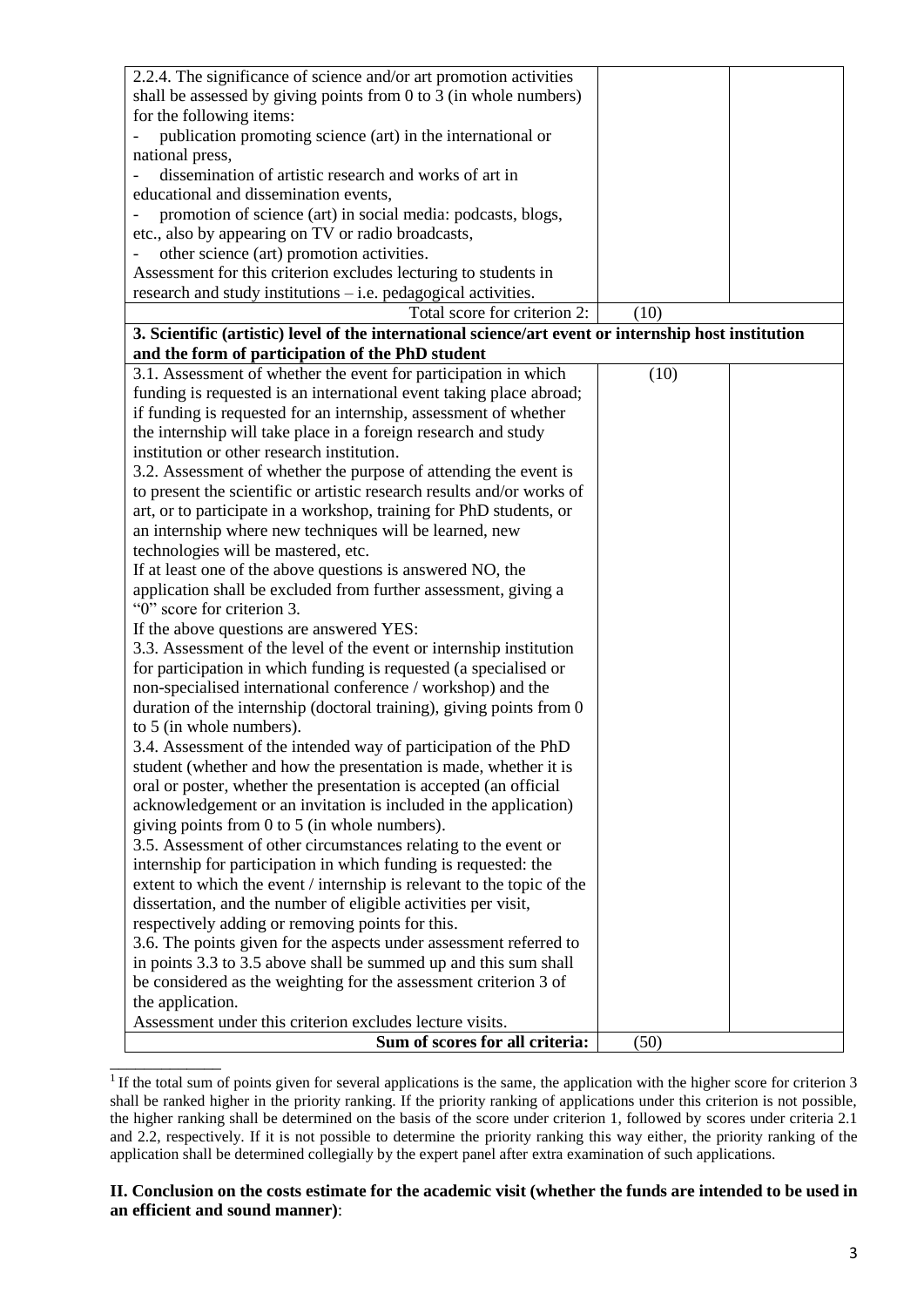| | | |
|---|---|---|
| 2.2.4. The significance of science and/or art promotion activities shall be assessed by giving points from 0 to 3 (in whole numbers) for the following items:<br>- publication promoting science (art) in the international or national press,<br>- dissemination of artistic research and works of art in educational and dissemination events,<br>- promotion of science (art) in social media: podcasts, blogs, etc., also by appearing on TV or radio broadcasts,<br>- other science (art) promotion activities.<br>Assessment for this criterion excludes lecturing to students in research and study institutions – i.e. pedagogical activities. | | |
| Total score for criterion 2: | (10) | |
| **3. Scientific (artistic) level of the international science/art event or internship host institution and the form of participation of the PhD student** | | |
| 3.1. Assessment of whether the event for participation in which funding is requested is an international event taking place abroad; if funding is requested for an internship, assessment of whether the internship will take place in a foreign research and study institution or other research institution.<br>3.2. Assessment of whether the purpose of attending the event is to present the scientific or artistic research results and/or works of art, or to participate in a workshop, training for PhD students, or an internship where new techniques will be learned, new technologies will be mastered, etc.<br>If at least one of the above questions is answered NO, the application shall be excluded from further assessment, giving a "0" score for criterion 3.<br>If the above questions are answered YES:<br>3.3. Assessment of the level of the event or internship institution for participation in which funding is requested (a specialised or non-specialised international conference / workshop) and the duration of the internship (doctoral training), giving points from 0 to 5 (in whole numbers).<br>3.4. Assessment of the intended way of participation of the PhD student (whether and how the presentation is made, whether it is oral or poster, whether the presentation is accepted (an official acknowledgement or an invitation is included in the application) giving points from 0 to 5 (in whole numbers).<br>3.5. Assessment of other circumstances relating to the event or internship for participation in which funding is requested: the extent to which the event / internship is relevant to the topic of the dissertation, and the number of eligible activities per visit, respectively adding or removing points for this.<br>3.6. The points given for the aspects under assessment referred to in points 3.3 to 3.5 above shall be summed up and this sum shall be considered as the weighting for the assessment criterion 3 of the application.<br>Assessment under this criterion excludes lecture visits. | (10) | |
| **Sum of scores for all criteria:** | (50) | |

[1] If the total sum of points given for several applications is the same, the application with the higher score for criterion 3 shall be ranked higher in the priority ranking. If the priority ranking of applications under this criterion is not possible, the higher ranking shall be determined on the basis of the score under criterion 1, followed by scores under criteria 2.1 and 2.2, respectively. If it is not possible to determine the priority ranking this way either, the priority ranking of the application shall be determined collegially by the expert panel after extra examination of such applications.

**II. Conclusion on the costs estimate for the academic visit (whether the funds are intended to be used in an efficient and sound manner)**: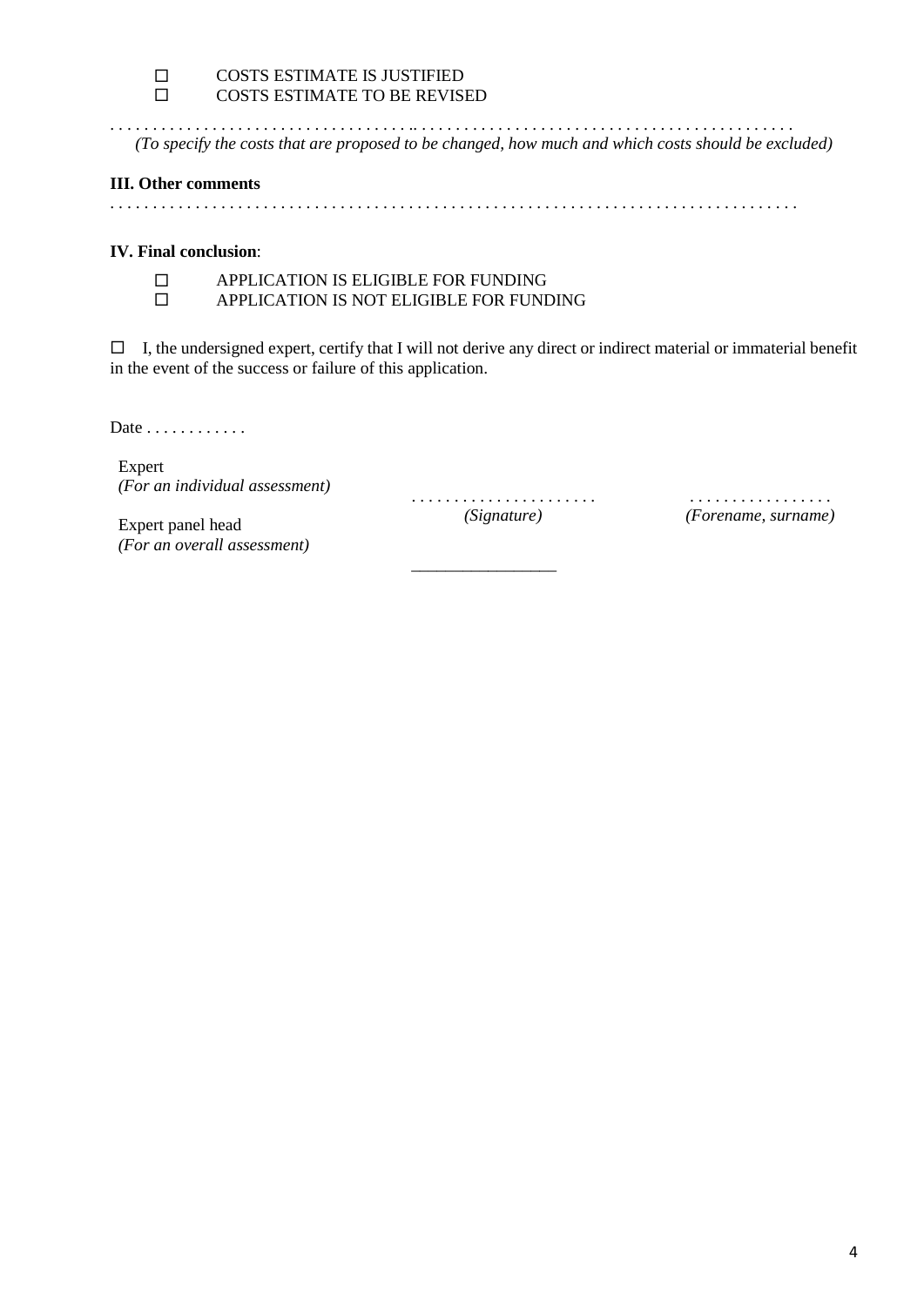☐ COSTS ESTIMATE IS JUSTIFIED
☐ COSTS ESTIMATE TO BE REVISED

. . . . . . . . . . . . . . . . . . . . . . . . . . . . . . . . . . . .. . . . . . . . . . . . . . . . . . . . . . . . . . . . . . . . . . . . . . . . . . .

*(To specify the costs that are proposed to be changed, how much and which costs should be excluded)*

**III. Other comments**

. . . . . . . . . . . . . . . . . . . . . . . . . . . . . . . . . . . . . . . . . . . . . . . . . . . . . . . . . . . . . . . . . . . . . . . . . . . . . . . .

**IV. Final conclusion**:

☐ APPLICATION IS ELIGIBLE FOR FUNDING
☐ APPLICATION IS NOT ELIGIBLE FOR FUNDING

☐ I, the undersigned expert, certify that I will not derive any direct or indirect material or immaterial benefit in the event of the success or failure of this application.

Date . . . . . . . . . . . .

| | | |
|---|---|---|
| Expert<br>*(For an individual assessment)* | . . . . . . . . . . . . . . . . . . . . . .<br>*(Signature)* | . . . . . . . . . . . . . . . . .<br>*(Forename, surname)* |
| Expert panel head<br>*(For an overall assessment)* | | |

\_\_\_\_\_\_\_\_\_\_\_\_\_\_\_\_\_